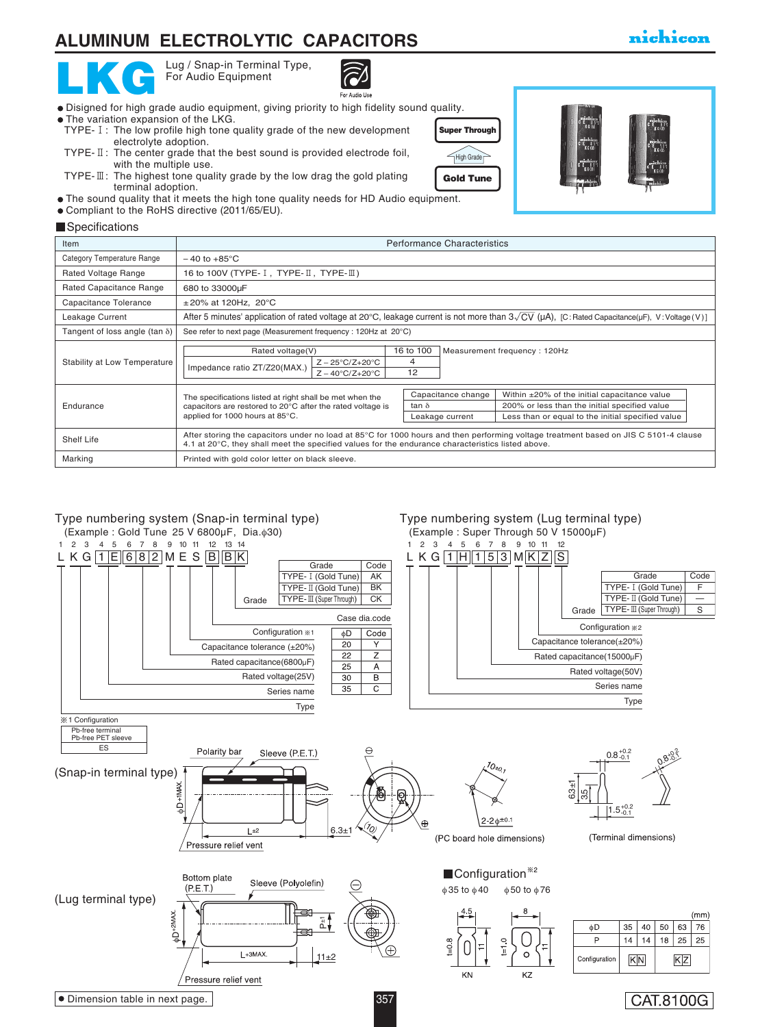# ALUMINUM ELECTROLYTIC CAPACITORS

nichicon

## LKG

Lug / Snap-in Terminal Type, For Audio Equipment

For Audio Use

- Disigned for high grade audio equipment, giving priority to high fidelity sound quality.
- The variation expansion of the LKG.
  - TYPE-Ⅰ: The low profile high tone quality grade of the new development electrolyte adoption.
  - TYPE-Ⅱ: The center grade that the best sound is provided electrode foil, with the multiple use.
  - TYPE-Ⅲ: The highest tone quality grade by the low drag the gold plating terminal adoption.
- The sound quality that it meets the high tone quality needs for HD Audio equipment.
- Compliant to the RoHS directive (2011/65/EU).

Super Through — High Grade — Gold Tune

### Specifications

| Item | Performance Characteristics |
|---|---|
| Category Temperature Range | – 40 to +85°C |
| Rated Voltage Range | 16 to 100V (TYPE-Ⅰ, TYPE-Ⅱ, TYPE-Ⅲ) |
| Rated Capacitance Range | 680 to 33000µF |
| Capacitance Tolerance | ±20% at 120Hz, 20°C |
| Leakage Current | After 5 minutes' application of rated voltage at 20°C, leakage current is not more than $3\sqrt{CV}$ (µA), [C: Rated Capacitance(µF), V: Voltage (V)] |
| Tangent of loss angle (tan δ) | See refer to next page (Measurement frequency : 120Hz at 20°C) |
| Stability at Low Temperature | Rated voltage(V): 16 to 100; Impedance ratio ZT/Z20(MAX.): Z – 25°C/Z+20°C: 4; Z – 40°C/Z+20°C: 12. Measurement frequency : 120Hz |
| Endurance | The specifications listed at right shall be met when the capacitors are restored to 20°C after the rated voltage is applied for 1000 hours at 85°C. Capacitance change: Within ±20% of the initial capacitance value; tan δ: 200% or less than the initial specified value; Leakage current: Less than or equal to the initial specified value |
| Shelf Life | After storing the capacitors under no load at 85°C for 1000 hours and then performing voltage treatment based on JIS C 5101-4 clause 4.1 at 20°C, they shall meet the specified values for the endurance characteristics listed above. |
| Marking | Printed with gold color letter on black sleeve. |

### Type numbering system (Snap-in terminal type)

(Example : Gold Tune 25 V 6800µF, Dia.ϕ30)

```
1 2 3 4 5 6 7 8 9 10 11 12 13 14
L K G 1 E 6 8 2 M E S B  B  K
```

- Type (1–2–3)
- Series name
- Rated voltage(25V)
- Rated capacitance(6800µF)
- Capacitance tolerance (±20%)
- Configuration ※1
- Case dia.code
- Grade

| Grade | Code |
|---|---|
| TYPE-Ⅰ (Gold Tune) | AK |
| TYPE-Ⅱ (Gold Tune) | BK |
| TYPE-Ⅲ (Super Through) | CK |

| ϕD | Code |
|---|---|
| 20 | Y |
| 22 | Z |
| 25 | A |
| 30 | B |
| 35 | C |

※1 Configuration

| Pb-free terminal Pb-free PET sleeve |
|---|
| ES |

### Type numbering system (Lug terminal type)

(Example : Super Through 50 V 15000µF)

```
1 2 3 4 5 6 7 8 9 10 11 12
L K G 1 H 1 5 3 M K  Z  S
```

- Type
- Series name
- Rated voltage(50V)
- Rated capacitance(15000µF)
- Capacitance tolerance(±20%)
- Configuration ※2
- Grade

| Grade | Code |
|---|---|
| TYPE-Ⅰ (Gold Tune) | F |
| TYPE-Ⅱ (Gold Tune) | — |
| TYPE-Ⅲ (Super Through) | S |

(Snap-in terminal type)

Polarity bar, Sleeve (P.E.T.), ϕD+1MAX., L±2, 6.3±1, (10), Pressure relief vent

10±0.1, 2-2ϕ±0.1 (PC board hole dimensions)

0.8 +0.2/-0.1, 6.3±1, 3.5, 1.5 +0.2/-0.1 (Terminal dimensions)

(Lug terminal type)

Bottom plate (P.E.T.), Sleeve (Polyolefin), ϕD+2MAX., L+3MAX., P±1, 11±2, Pressure relief vent

### Configuration ※2

ϕ35 to ϕ40 — KN (4.5, t=0.8, 11); ϕ50 to ϕ76 — KZ (8, t=1.0, 11)

(mm)

| ϕD | 35 | 40 | 50 | 63 | 76 |
|---|---|---|---|---|---|
| P | 14 | 14 | 18 | 25 | 25 |
| Configuration | KN | | KZ | | |

- Dimension table in next page.

CAT.8100G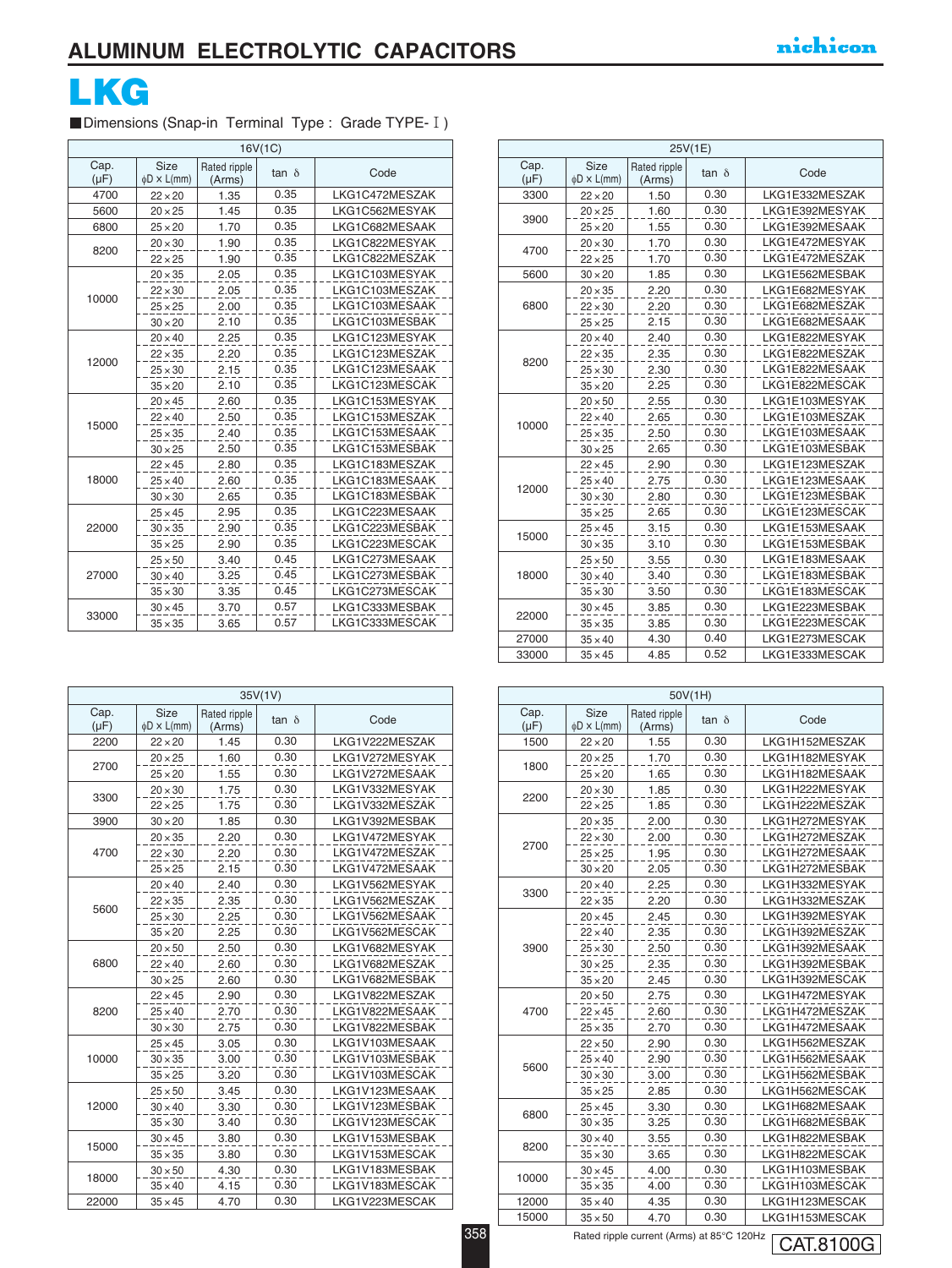## ALUMINUM ELECTROLYTIC CAPACITORS

# LKG

■Dimensions (Snap-in Terminal Type : Grade TYPE-Ⅰ)

| 16V(1C) | | | | |
|---|---|---|---|---|
| Cap. (μF) | Size φD × L(mm) | Rated ripple (Arms) | tan δ | Code |
| 4700 | 22×20 | 1.35 | 0.35 | LKG1C472MESZAK |
| 5600 | 20×25 | 1.45 | 0.35 | LKG1C562MESYAK |
| 6800 | 25×20 | 1.70 | 0.35 | LKG1C682MESAAK |
| 8200 | 20×30 | 1.90 | 0.35 | LKG1C822MESYAK |
| | 22×25 | 1.90 | 0.35 | LKG1C822MESZAK |
| 10000 | 20×35 | 2.05 | 0.35 | LKG1C103MESYAK |
| | 22×30 | 2.05 | 0.35 | LKG1C103MESZAK |
| | 25×25 | 2.00 | 0.35 | LKG1C103MESAAK |
| | 30×20 | 2.10 | 0.35 | LKG1C103MESBAK |
| 12000 | 20×40 | 2.25 | 0.35 | LKG1C123MESYAK |
| | 22×35 | 2.20 | 0.35 | LKG1C123MESZAK |
| | 25×30 | 2.15 | 0.35 | LKG1C123MESAAK |
| | 35×20 | 2.10 | 0.35 | LKG1C123MESCAK |
| 15000 | 20×45 | 2.60 | 0.35 | LKG1C153MESYAK |
| | 22×40 | 2.50 | 0.35 | LKG1C153MESZAK |
| | 25×35 | 2.40 | 0.35 | LKG1C153MESAAK |
| | 30×25 | 2.50 | 0.35 | LKG1C153MESBAK |
| 18000 | 22×45 | 2.80 | 0.35 | LKG1C183MESZAK |
| | 25×40 | 2.60 | 0.35 | LKG1C183MESAAK |
| | 30×30 | 2.65 | 0.35 | LKG1C183MESBAK |
| 22000 | 25×45 | 2.95 | 0.35 | LKG1C223MESAAK |
| | 30×35 | 2.90 | 0.35 | LKG1C223MESBAK |
| | 35×25 | 2.90 | 0.35 | LKG1C223MESCAK |
| 27000 | 25×50 | 3.40 | 0.45 | LKG1C273MESAAK |
| | 30×40 | 3.25 | 0.45 | LKG1C273MESBAK |
| | 35×30 | 3.35 | 0.45 | LKG1C273MESCAK |
| 33000 | 30×45 | 3.70 | 0.57 | LKG1C333MESBAK |
| | 35×35 | 3.65 | 0.57 | LKG1C333MESCAK |

| 25V(1E) | | | | |
|---|---|---|---|---|
| Cap. (μF) | Size φD × L(mm) | Rated ripple (Arms) | tan δ | Code |
| 3300 | 22×20 | 1.50 | 0.30 | LKG1E332MESZAK |
| 3900 | 20×25 | 1.60 | 0.30 | LKG1E392MESYAK |
| | 25×20 | 1.55 | 0.30 | LKG1E392MESAAK |
| 4700 | 20×30 | 1.70 | 0.30 | LKG1E472MESYAK |
| | 22×25 | 1.70 | 0.30 | LKG1E472MESZAK |
| 5600 | 30×20 | 1.85 | 0.30 | LKG1E562MESBAK |
| 6800 | 20×35 | 2.20 | 0.30 | LKG1E682MESYAK |
| | 22×30 | 2.20 | 0.30 | LKG1E682MESZAK |
| | 25×25 | 2.15 | 0.30 | LKG1E682MESAAK |
| 8200 | 20×40 | 2.40 | 0.30 | LKG1E822MESYAK |
| | 22×35 | 2.35 | 0.30 | LKG1E822MESZAK |
| | 25×30 | 2.30 | 0.30 | LKG1E822MESAAK |
| | 35×20 | 2.25 | 0.30 | LKG1E822MESCAK |
| 10000 | 20×50 | 2.55 | 0.30 | LKG1E103MESYAK |
| | 22×40 | 2.65 | 0.30 | LKG1E103MESZAK |
| | 25×35 | 2.50 | 0.30 | LKG1E103MESAAK |
| | 30×25 | 2.65 | 0.30 | LKG1E103MESBAK |
| 12000 | 22×45 | 2.90 | 0.30 | LKG1E123MESZAK |
| | 25×40 | 2.75 | 0.30 | LKG1E123MESAAK |
| | 30×30 | 2.80 | 0.30 | LKG1E123MESBAK |
| | 35×25 | 2.65 | 0.30 | LKG1E123MESCAK |
| 15000 | 25×45 | 3.15 | 0.30 | LKG1E153MESAAK |
| | 30×35 | 3.10 | 0.30 | LKG1E153MESBAK |
| 18000 | 25×50 | 3.55 | 0.30 | LKG1E183MESAAK |
| | 30×40 | 3.40 | 0.30 | LKG1E183MESBAK |
| | 35×30 | 3.50 | 0.30 | LKG1E183MESCAK |
| 22000 | 30×45 | 3.85 | 0.30 | LKG1E223MESBAK |
| | 35×35 | 3.85 | 0.30 | LKG1E223MESCAK |
| 27000 | 35×40 | 4.30 | 0.40 | LKG1E273MESCAK |
| 33000 | 35×45 | 4.85 | 0.52 | LKG1E333MESCAK |

| 35V(1V) | | | | |
|---|---|---|---|---|
| Cap. (μF) | Size φD × L(mm) | Rated ripple (Arms) | tan δ | Code |
| 2200 | 22×20 | 1.45 | 0.30 | LKG1V222MESZAK |
| 2700 | 20×25 | 1.60 | 0.30 | LKG1V272MESYAK |
| | 25×20 | 1.55 | 0.30 | LKG1V272MESAAK |
| 3300 | 20×30 | 1.75 | 0.30 | LKG1V332MESYAK |
| | 22×25 | 1.75 | 0.30 | LKG1V332MESZAK |
| 3900 | 30×20 | 1.85 | 0.30 | LKG1V392MESBAK |
| 4700 | 20×35 | 2.20 | 0.30 | LKG1V472MESYAK |
| | 22×30 | 2.20 | 0.30 | LKG1V472MESZAK |
| | 25×25 | 2.15 | 0.30 | LKG1V472MESAAK |
| 5600 | 20×40 | 2.40 | 0.30 | LKG1V562MESYAK |
| | 22×35 | 2.35 | 0.30 | LKG1V562MESZAK |
| | 25×30 | 2.25 | 0.30 | LKG1V562MESAAK |
| | 35×20 | 2.25 | 0.30 | LKG1V562MESCAK |
| 6800 | 20×50 | 2.50 | 0.30 | LKG1V682MESYAK |
| | 22×40 | 2.60 | 0.30 | LKG1V682MESZAK |
| | 30×25 | 2.60 | 0.30 | LKG1V682MESBAK |
| 8200 | 22×45 | 2.90 | 0.30 | LKG1V822MESZAK |
| | 25×40 | 2.70 | 0.30 | LKG1V822MESAAK |
| | 30×30 | 2.75 | 0.30 | LKG1V822MESBAK |
| 10000 | 25×45 | 3.05 | 0.30 | LKG1V103MESAAK |
| | 30×35 | 3.00 | 0.30 | LKG1V103MESBAK |
| | 35×25 | 3.20 | 0.30 | LKG1V103MESCAK |
| 12000 | 25×50 | 3.45 | 0.30 | LKG1V123MESAAK |
| | 30×40 | 3.30 | 0.30 | LKG1V123MESBAK |
| | 35×30 | 3.40 | 0.30 | LKG1V123MESCAK |
| 15000 | 30×45 | 3.80 | 0.30 | LKG1V153MESBAK |
| | 35×35 | 3.80 | 0.30 | LKG1V153MESCAK |
| 18000 | 30×50 | 4.30 | 0.30 | LKG1V183MESBAK |
| | 35×40 | 4.15 | 0.30 | LKG1V183MESCAK |
| 22000 | 35×45 | 4.70 | 0.30 | LKG1V223MESCAK |

| 50V(1H) | | | | |
|---|---|---|---|---|
| Cap. (μF) | Size φD × L(mm) | Rated ripple (Arms) | tan δ | Code |
| 1500 | 22×20 | 1.55 | 0.30 | LKG1H152MESZAK |
| 1800 | 20×25 | 1.70 | 0.30 | LKG1H182MESYAK |
| | 25×20 | 1.65 | 0.30 | LKG1H182MESAAK |
| 2200 | 20×30 | 1.85 | 0.30 | LKG1H222MESYAK |
| | 22×25 | 1.85 | 0.30 | LKG1H222MESZAK |
| 2700 | 20×35 | 2.00 | 0.30 | LKG1H272MESYAK |
| | 22×30 | 2.00 | 0.30 | LKG1H272MESZAK |
| | 25×25 | 1.95 | 0.30 | LKG1H272MESAAK |
| | 30×20 | 2.05 | 0.30 | LKG1H272MESBAK |
| 3300 | 20×40 | 2.25 | 0.30 | LKG1H332MESYAK |
| | 22×35 | 2.20 | 0.30 | LKG1H332MESZAK |
| 3900 | 20×45 | 2.45 | 0.30 | LKG1H392MESYAK |
| | 22×40 | 2.35 | 0.30 | LKG1H392MESZAK |
| | 25×30 | 2.50 | 0.30 | LKG1H392MESAAK |
| | 30×25 | 2.35 | 0.30 | LKG1H392MESBAK |
| | 35×20 | 2.45 | 0.30 | LKG1H392MESCAK |
| 4700 | 20×50 | 2.75 | 0.30 | LKG1H472MESYAK |
| | 22×45 | 2.60 | 0.30 | LKG1H472MESZAK |
| | 25×35 | 2.70 | 0.30 | LKG1H472MESAAK |
| 5600 | 22×50 | 2.90 | 0.30 | LKG1H562MESZAK |
| | 25×40 | 2.90 | 0.30 | LKG1H562MESAAK |
| | 30×30 | 3.00 | 0.30 | LKG1H562MESBAK |
| | 35×25 | 2.85 | 0.30 | LKG1H562MESCAK |
| 6800 | 25×45 | 3.30 | 0.30 | LKG1H682MESAAK |
| | 30×35 | 3.25 | 0.30 | LKG1H682MESBAK |
| 8200 | 30×40 | 3.55 | 0.30 | LKG1H822MESBAK |
| | 35×30 | 3.65 | 0.30 | LKG1H822MESCAK |
| 10000 | 30×45 | 4.00 | 0.30 | LKG1H103MESBAK |
| | 35×35 | 4.00 | 0.30 | LKG1H103MESCAK |
| 12000 | 35×40 | 4.35 | 0.30 | LKG1H123MESCAK |
| 15000 | 35×50 | 4.70 | 0.30 | LKG1H153MESCAK |

Rated ripple current (Arms) at 85°C 120Hz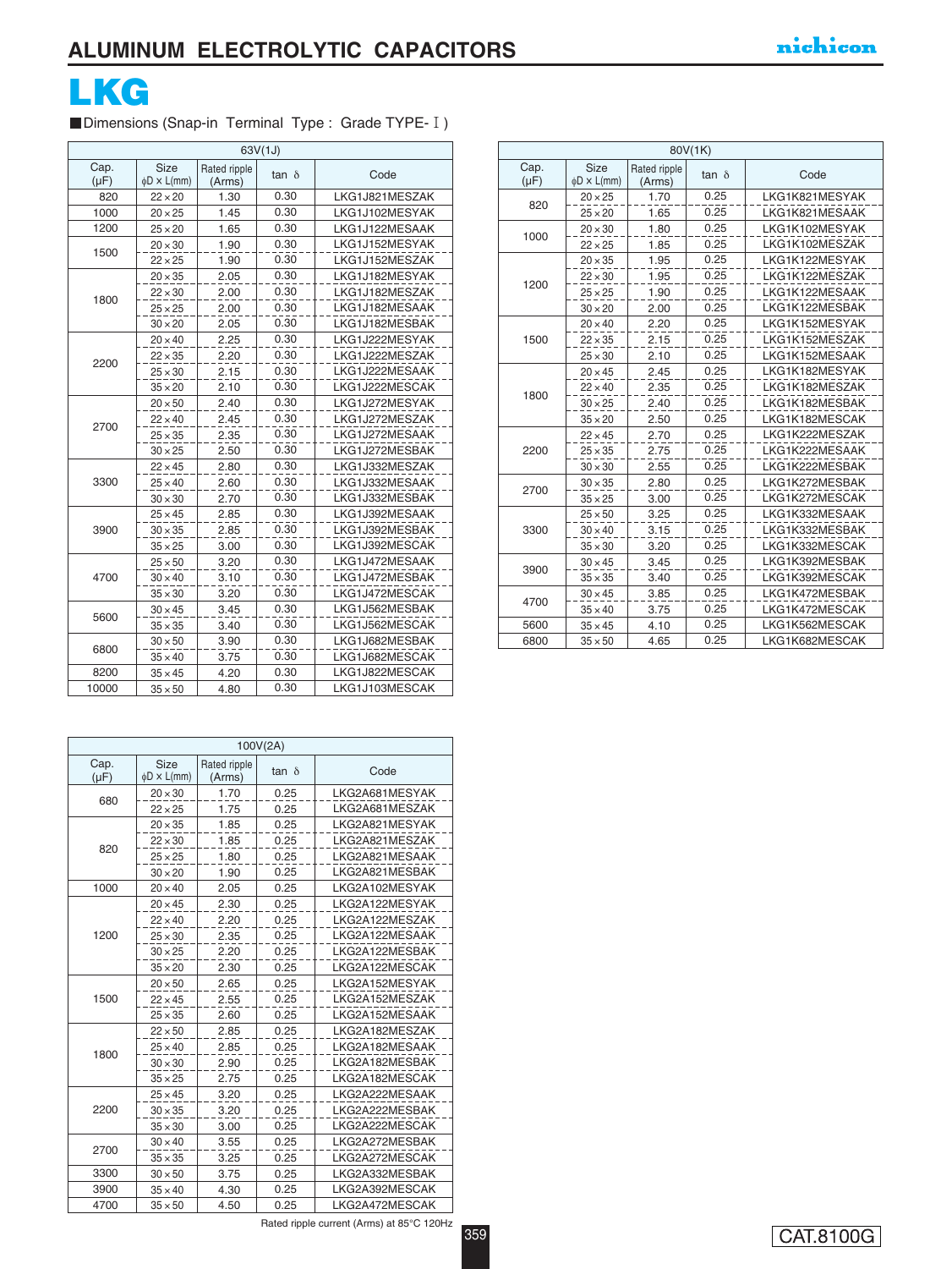# ALUMINUM ELECTROLYTIC CAPACITORS

## LKG

■Dimensions (Snap-in Terminal Type : Grade TYPE-Ⅰ)

| 63V(1J) | | | | |
|---|---|---|---|---|
| Cap. (μF) | Size φD × L(mm) | Rated ripple (Arms) | tan δ | Code |
| 820 | 22×20 | 1.30 | 0.30 | LKG1J821MESZAK |
| 1000 | 20×25 | 1.45 | 0.30 | LKG1J102MESYAK |
| 1200 | 25×20 | 1.65 | 0.30 | LKG1J122MESAAK |
| 1500 | 20×30 | 1.90 | 0.30 | LKG1J152MESYAK |
| | 22×25 | 1.90 | 0.30 | LKG1J152MESZAK |
| 1800 | 20×35 | 2.05 | 0.30 | LKG1J182MESYAK |
| | 22×30 | 2.00 | 0.30 | LKG1J182MESZAK |
| | 25×25 | 2.00 | 0.30 | LKG1J182MESAAK |
| | 30×20 | 2.05 | 0.30 | LKG1J182MESBAK |
| 2200 | 20×40 | 2.25 | 0.30 | LKG1J222MESYAK |
| | 22×35 | 2.20 | 0.30 | LKG1J222MESZAK |
| | 25×30 | 2.15 | 0.30 | LKG1J222MESAAK |
| | 35×20 | 2.10 | 0.30 | LKG1J222MESCAK |
| 2700 | 20×50 | 2.40 | 0.30 | LKG1J272MESYAK |
| | 22×40 | 2.45 | 0.30 | LKG1J272MESZAK |
| | 25×35 | 2.35 | 0.30 | LKG1J272MESAAK |
| | 30×25 | 2.50 | 0.30 | LKG1J272MESBAK |
| 3300 | 22×45 | 2.80 | 0.30 | LKG1J332MESZAK |
| | 25×40 | 2.60 | 0.30 | LKG1J332MESAAK |
| | 30×30 | 2.70 | 0.30 | LKG1J332MESBAK |
| 3900 | 25×45 | 2.85 | 0.30 | LKG1J392MESAAK |
| | 30×35 | 2.85 | 0.30 | LKG1J392MESBAK |
| | 35×25 | 3.00 | 0.30 | LKG1J392MESCAK |
| 4700 | 25×50 | 3.20 | 0.30 | LKG1J472MESAAK |
| | 30×40 | 3.10 | 0.30 | LKG1J472MESBAK |
| | 35×30 | 3.20 | 0.30 | LKG1J472MESCAK |
| 5600 | 30×45 | 3.45 | 0.30 | LKG1J562MESBAK |
| | 35×35 | 3.40 | 0.30 | LKG1J562MESCAK |
| 6800 | 30×50 | 3.90 | 0.30 | LKG1J682MESBAK |
| | 35×40 | 3.75 | 0.30 | LKG1J682MESCAK |
| 8200 | 35×45 | 4.20 | 0.30 | LKG1J822MESCAK |
| 10000 | 35×50 | 4.80 | 0.30 | LKG1J103MESCAK |

| 80V(1K) | | | | |
|---|---|---|---|---|
| Cap. (μF) | Size φD × L(mm) | Rated ripple (Arms) | tan δ | Code |
| 820 | 20×25 | 1.70 | 0.25 | LKG1K821MESYAK |
| | 25×20 | 1.65 | 0.25 | LKG1K821MESAAK |
| 1000 | 20×30 | 1.80 | 0.25 | LKG1K102MESYAK |
| | 22×25 | 1.85 | 0.25 | LKG1K102MESZAK |
| 1200 | 20×35 | 1.95 | 0.25 | LKG1K122MESYAK |
| | 22×30 | 1.95 | 0.25 | LKG1K122MESZAK |
| | 25×25 | 1.90 | 0.25 | LKG1K122MESAAK |
| | 30×20 | 2.00 | 0.25 | LKG1K122MESBAK |
| 1500 | 20×40 | 2.20 | 0.25 | LKG1K152MESYAK |
| | 22×35 | 2.15 | 0.25 | LKG1K152MESZAK |
| | 25×30 | 2.10 | 0.25 | LKG1K152MESAAK |
| 1800 | 20×45 | 2.45 | 0.25 | LKG1K182MESYAK |
| | 22×40 | 2.35 | 0.25 | LKG1K182MESZAK |
| | 30×25 | 2.40 | 0.25 | LKG1K182MESBAK |
| | 35×20 | 2.50 | 0.25 | LKG1K182MESCAK |
| 2200 | 22×45 | 2.70 | 0.25 | LKG1K222MESZAK |
| | 25×35 | 2.75 | 0.25 | LKG1K222MESAAK |
| | 30×30 | 2.55 | 0.25 | LKG1K222MESBAK |
| 2700 | 30×35 | 2.80 | 0.25 | LKG1K272MESBAK |
| | 35×25 | 3.00 | 0.25 | LKG1K272MESCAK |
| 3300 | 25×50 | 3.25 | 0.25 | LKG1K332MESAAK |
| | 30×40 | 3.15 | 0.25 | LKG1K332MESBAK |
| | 35×30 | 3.20 | 0.25 | LKG1K332MESCAK |
| 3900 | 30×45 | 3.45 | 0.25 | LKG1K392MESBAK |
| | 35×35 | 3.40 | 0.25 | LKG1K392MESCAK |
| 4700 | 30×45 | 3.85 | 0.25 | LKG1K472MESBAK |
| | 35×40 | 3.75 | 0.25 | LKG1K472MESCAK |
| 5600 | 35×45 | 4.10 | 0.25 | LKG1K562MESCAK |
| 6800 | 35×50 | 4.65 | 0.25 | LKG1K682MESCAK |

| 100V(2A) | | | | |
|---|---|---|---|---|
| Cap. (μF) | Size φD × L(mm) | Rated ripple (Arms) | tan δ | Code |
| 680 | 20×30 | 1.70 | 0.25 | LKG2A681MESYAK |
| | 22×25 | 1.75 | 0.25 | LKG2A681MESZAK |
| 820 | 20×35 | 1.85 | 0.25 | LKG2A821MESYAK |
| | 22×30 | 1.85 | 0.25 | LKG2A821MESZAK |
| | 25×25 | 1.80 | 0.25 | LKG2A821MESAAK |
| | 30×20 | 1.90 | 0.25 | LKG2A821MESBAK |
| 1000 | 20×40 | 2.05 | 0.25 | LKG2A102MESYAK |
| 1200 | 20×45 | 2.30 | 0.25 | LKG2A122MESYAK |
| | 22×40 | 2.20 | 0.25 | LKG2A122MESZAK |
| | 25×30 | 2.35 | 0.25 | LKG2A122MESAAK |
| | 30×25 | 2.20 | 0.25 | LKG2A122MESBAK |
| | 35×20 | 2.30 | 0.25 | LKG2A122MESCAK |
| 1500 | 20×50 | 2.65 | 0.25 | LKG2A152MESYAK |
| | 22×45 | 2.55 | 0.25 | LKG2A152MESZAK |
| | 25×35 | 2.60 | 0.25 | LKG2A152MESAAK |
| 1800 | 22×50 | 2.85 | 0.25 | LKG2A182MESZAK |
| | 25×40 | 2.85 | 0.25 | LKG2A182MESAAK |
| | 30×30 | 2.90 | 0.25 | LKG2A182MESBAK |
| | 35×25 | 2.75 | 0.25 | LKG2A182MESCAK |
| 2200 | 25×45 | 3.20 | 0.25 | LKG2A222MESAAK |
| | 30×35 | 3.20 | 0.25 | LKG2A222MESBAK |
| | 35×30 | 3.00 | 0.25 | LKG2A222MESCAK |
| 2700 | 30×40 | 3.55 | 0.25 | LKG2A272MESBAK |
| | 35×35 | 3.25 | 0.25 | LKG2A272MESCAK |
| 3300 | 30×50 | 3.75 | 0.25 | LKG2A332MESBAK |
| 3900 | 35×40 | 4.30 | 0.25 | LKG2A392MESCAK |
| 4700 | 35×50 | 4.50 | 0.25 | LKG2A472MESCAK |

Rated ripple current (Arms) at 85°C 120Hz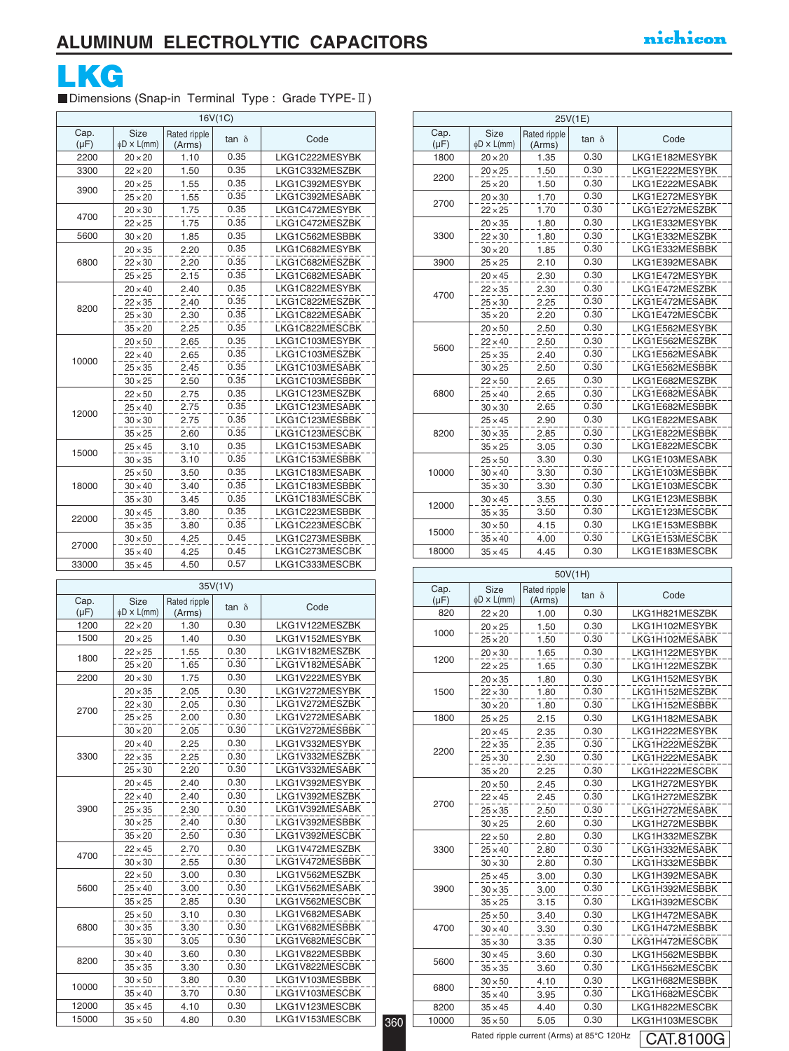# ALUMINUM ELECTROLYTIC CAPACITORS

nichicon

# LKG

■Dimensions (Snap-in Terminal Type : Grade TYPE-Ⅱ)

**16V(1C)**

| Cap. (μF) | Size φD × L(mm) | Rated ripple (Arms) | tan δ | Code |
|---|---|---|---|---|
| 2200 | 20×20 | 1.10 | 0.35 | LKG1C222MESYBK |
| 3300 | 22×20 | 1.50 | 0.35 | LKG1C332MESZBK |
| 3900 | 20×25 | 1.55 | 0.35 | LKG1C392MESYBK |
| | 25×20 | 1.55 | 0.35 | LKG1C392MESABK |
| 4700 | 20×30 | 1.75 | 0.35 | LKG1C472MESYBK |
| | 22×25 | 1.75 | 0.35 | LKG1C472MESZBK |
| 5600 | 30×20 | 1.85 | 0.35 | LKG1C562MESBBK |
| 6800 | 20×35 | 2.20 | 0.35 | LKG1C682MESYBK |
| | 22×30 | 2.20 | 0.35 | LKG1C682MESZBK |
| | 25×25 | 2.15 | 0.35 | LKG1C682MESABK |
| 8200 | 20×40 | 2.40 | 0.35 | LKG1C822MESYBK |
| | 22×35 | 2.40 | 0.35 | LKG1C822MESZBK |
| | 25×30 | 2.30 | 0.35 | LKG1C822MESABK |
| | 35×20 | 2.25 | 0.35 | LKG1C822MESCBK |
| 10000 | 20×50 | 2.65 | 0.35 | LKG1C103MESYBK |
| | 22×40 | 2.65 | 0.35 | LKG1C103MESZBK |
| | 25×35 | 2.45 | 0.35 | LKG1C103MESABK |
| | 30×25 | 2.50 | 0.35 | LKG1C103MESBBK |
| 12000 | 22×50 | 2.75 | 0.35 | LKG1C123MESZBK |
| | 25×40 | 2.75 | 0.35 | LKG1C123MESABK |
| | 30×30 | 2.75 | 0.35 | LKG1C123MESBBK |
| | 35×25 | 2.60 | 0.35 | LKG1C123MESCBK |
| 15000 | 25×45 | 3.10 | 0.35 | LKG1C153MESABK |
| | 30×35 | 3.10 | 0.35 | LKG1C153MESBBK |
| 18000 | 25×50 | 3.50 | 0.35 | LKG1C183MESABK |
| | 30×40 | 3.40 | 0.35 | LKG1C183MESBBK |
| | 35×30 | 3.45 | 0.35 | LKG1C183MESCBK |
| 22000 | 30×45 | 3.80 | 0.35 | LKG1C223MESBBK |
| | 35×35 | 3.80 | 0.35 | LKG1C223MESCBK |
| 27000 | 30×50 | 4.25 | 0.45 | LKG1C273MESBBK |
| | 35×40 | 4.25 | 0.45 | LKG1C273MESCBK |
| 33000 | 35×45 | 4.50 | 0.57 | LKG1C333MESCBK |

**35V(1V)**

| Cap. (μF) | Size φD × L(mm) | Rated ripple (Arms) | tan δ | Code |
|---|---|---|---|---|
| 1200 | 22×20 | 1.30 | 0.30 | LKG1V122MESZBK |
| 1500 | 20×25 | 1.40 | 0.30 | LKG1V152MESYBK |
| 1800 | 22×25 | 1.55 | 0.30 | LKG1V182MESZBK |
| | 25×20 | 1.65 | 0.30 | LKG1V182MESABK |
| 2200 | 20×30 | 1.75 | 0.30 | LKG1V222MESYBK |
| 2700 | 20×35 | 2.05 | 0.30 | LKG1V272MESYBK |
| | 22×30 | 2.05 | 0.30 | LKG1V272MESZBK |
| | 25×25 | 2.00 | 0.30 | LKG1V272MESABK |
| | 30×20 | 2.05 | 0.30 | LKG1V272MESBBK |
| 3300 | 20×40 | 2.25 | 0.30 | LKG1V332MESYBK |
| | 22×35 | 2.25 | 0.30 | LKG1V332MESZBK |
| | 25×30 | 2.20 | 0.30 | LKG1V332MESABK |
| 3900 | 20×45 | 2.40 | 0.30 | LKG1V392MESYBK |
| | 22×40 | 2.40 | 0.30 | LKG1V392MESZBK |
| | 25×35 | 2.30 | 0.30 | LKG1V392MESABK |
| | 30×25 | 2.40 | 0.30 | LKG1V392MESBBK |
| | 35×20 | 2.50 | 0.30 | LKG1V392MESCBK |
| 4700 | 22×45 | 2.70 | 0.30 | LKG1V472MESZBK |
| | 30×30 | 2.55 | 0.30 | LKG1V472MESBBK |
| 5600 | 22×50 | 3.00 | 0.30 | LKG1V562MESZBK |
| | 25×40 | 3.00 | 0.30 | LKG1V562MESABK |
| | 35×25 | 2.85 | 0.30 | LKG1V562MESCBK |
| 6800 | 25×50 | 3.10 | 0.30 | LKG1V682MESABK |
| | 30×35 | 3.30 | 0.30 | LKG1V682MESBBK |
| | 35×30 | 3.05 | 0.30 | LKG1V682MESCBK |
| 8200 | 30×40 | 3.60 | 0.30 | LKG1V822MESBBK |
| | 35×35 | 3.30 | 0.30 | LKG1V822MESCBK |
| 10000 | 30×50 | 3.80 | 0.30 | LKG1V103MESBBK |
| | 35×40 | 3.70 | 0.30 | LKG1V103MESCBK |
| 12000 | 35×45 | 4.10 | 0.30 | LKG1V123MESCBK |
| 15000 | 35×50 | 4.80 | 0.30 | LKG1V153MESCBK |

**25V(1E)**

| Cap. (μF) | Size φD × L(mm) | Rated ripple (Arms) | tan δ | Code |
|---|---|---|---|---|
| 1800 | 20×20 | 1.35 | 0.30 | LKG1E182MESYBK |
| 2200 | 20×25 | 1.50 | 0.30 | LKG1E222MESYBK |
| | 25×20 | 1.50 | 0.30 | LKG1E222MESABK |
| 2700 | 20×30 | 1.70 | 0.30 | LKG1E272MESYBK |
| | 22×25 | 1.70 | 0.30 | LKG1E272MESZBK |
| 3300 | 20×35 | 1.80 | 0.30 | LKG1E332MESYBK |
| | 22×30 | 1.80 | 0.30 | LKG1E332MESZBK |
| | 30×20 | 1.85 | 0.30 | LKG1E332MESBBK |
| 3900 | 25×25 | 2.10 | 0.30 | LKG1E392MESABK |
| 4700 | 20×45 | 2.30 | 0.30 | LKG1E472MESYBK |
| | 22×35 | 2.30 | 0.30 | LKG1E472MESZBK |
| | 25×30 | 2.25 | 0.30 | LKG1E472MESABK |
| | 35×20 | 2.20 | 0.30 | LKG1E472MESCBK |
| 5600 | 20×50 | 2.50 | 0.30 | LKG1E562MESYBK |
| | 22×40 | 2.50 | 0.30 | LKG1E562MESZBK |
| | 25×35 | 2.40 | 0.30 | LKG1E562MESABK |
| | 30×25 | 2.50 | 0.30 | LKG1E562MESBBK |
| 6800 | 22×50 | 2.65 | 0.30 | LKG1E682MESZBK |
| | 25×40 | 2.65 | 0.30 | LKG1E682MESABK |
| | 30×30 | 2.65 | 0.30 | LKG1E682MESBBK |
| 8200 | 25×45 | 2.90 | 0.30 | LKG1E822MESABK |
| | 30×35 | 2.85 | 0.30 | LKG1E822MESBBK |
| | 35×25 | 3.05 | 0.30 | LKG1E822MESCBK |
| 10000 | 25×50 | 3.30 | 0.30 | LKG1E103MESABK |
| | 30×40 | 3.30 | 0.30 | LKG1E103MESBBK |
| | 35×30 | 3.30 | 0.30 | LKG1E103MESCBK |
| 12000 | 30×45 | 3.55 | 0.30 | LKG1E123MESBBK |
| | 35×35 | 3.50 | 0.30 | LKG1E123MESCBK |
| 15000 | 30×50 | 4.15 | 0.30 | LKG1E153MESBBK |
| | 35×40 | 4.00 | 0.30 | LKG1E153MESCBK |
| 18000 | 35×45 | 4.45 | 0.30 | LKG1E183MESCBK |

**50V(1H)**

| Cap. (μF) | Size φD × L(mm) | Rated ripple (Arms) | tan δ | Code |
|---|---|---|---|---|
| 820 | 22×20 | 1.00 | 0.30 | LKG1H821MESZBK |
| 1000 | 20×25 | 1.50 | 0.30 | LKG1H102MESYBK |
| | 25×20 | 1.50 | 0.30 | LKG1H102MESABK |
| 1200 | 20×30 | 1.65 | 0.30 | LKG1H122MESYBK |
| | 22×25 | 1.65 | 0.30 | LKG1H122MESZBK |
| 1500 | 20×35 | 1.80 | 0.30 | LKG1H152MESYBK |
| | 22×30 | 1.80 | 0.30 | LKG1H152MESZBK |
| | 30×20 | 1.80 | 0.30 | LKG1H152MESBBK |
| 1800 | 25×25 | 2.15 | 0.30 | LKG1H182MESABK |
| 2200 | 20×45 | 2.35 | 0.30 | LKG1H222MESYBK |
| | 22×35 | 2.35 | 0.30 | LKG1H222MESZBK |
| | 25×30 | 2.30 | 0.30 | LKG1H222MESABK |
| | 35×20 | 2.25 | 0.30 | LKG1H222MESCBK |
| 2700 | 20×50 | 2.45 | 0.30 | LKG1H272MESYBK |
| | 22×45 | 2.45 | 0.30 | LKG1H272MESZBK |
| | 25×35 | 2.50 | 0.30 | LKG1H272MESABK |
| | 30×25 | 2.60 | 0.30 | LKG1H272MESBBK |
| 3300 | 22×50 | 2.80 | 0.30 | LKG1H332MESZBK |
| | 25×40 | 2.80 | 0.30 | LKG1H332MESABK |
| | 30×30 | 2.80 | 0.30 | LKG1H332MESBBK |
| 3900 | 25×45 | 3.00 | 0.30 | LKG1H392MESABK |
| | 30×35 | 3.00 | 0.30 | LKG1H392MESBBK |
| | 35×25 | 3.15 | 0.30 | LKG1H392MESCBK |
| 4700 | 25×50 | 3.40 | 0.30 | LKG1H472MESABK |
| | 30×40 | 3.30 | 0.30 | LKG1H472MESBBK |
| | 35×30 | 3.35 | 0.30 | LKG1H472MESCBK |
| 5600 | 30×45 | 3.60 | 0.30 | LKG1H562MESBBK |
| | 35×35 | 3.60 | 0.30 | LKG1H562MESCBK |
| 6800 | 30×50 | 4.10 | 0.30 | LKG1H682MESBBK |
| | 35×40 | 3.95 | 0.30 | LKG1H682MESCBK |
| 8200 | 35×45 | 4.40 | 0.30 | LKG1H822MESCBK |
| 10000 | 35×50 | 5.05 | 0.30 | LKG1H103MESCBK |

Rated ripple current (Arms) at 85°C 120Hz

CAT.8100G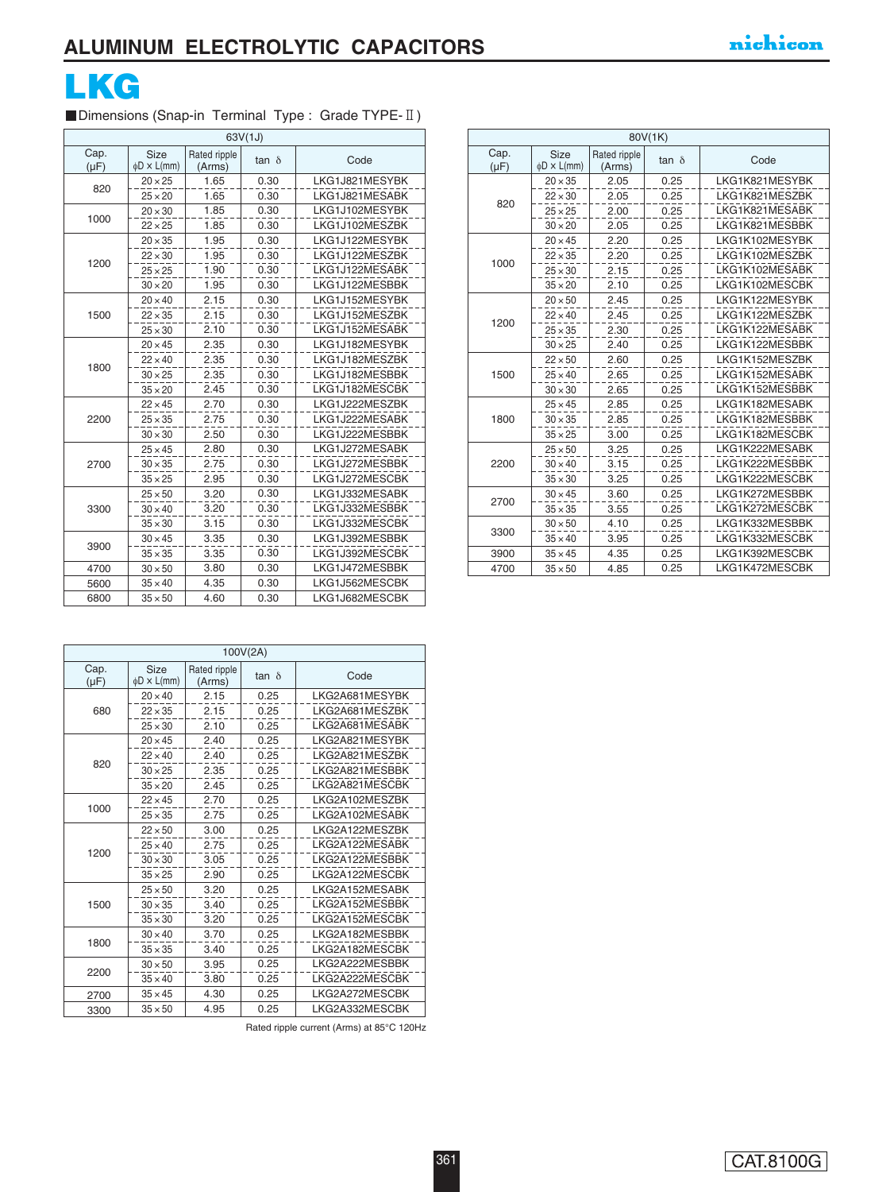# ALUMINUM ELECTROLYTIC CAPACITORS

## LKG

■Dimensions (Snap-in Terminal Type : Grade TYPE-Ⅱ)

| 63V(1J) | | | | |
|---|---|---|---|---|
| Cap. (μF) | Size φD × L(mm) | Rated ripple (Arms) | tan δ | Code |
| 820 | 20×25 | 1.65 | 0.30 | LKG1J821MESYBK |
| | 25×20 | 1.65 | 0.30 | LKG1J821MESABK |
| 1000 | 20×30 | 1.85 | 0.30 | LKG1J102MESYBK |
| | 22×25 | 1.85 | 0.30 | LKG1J102MESZBK |
| 1200 | 20×35 | 1.95 | 0.30 | LKG1J122MESYBK |
| | 22×30 | 1.95 | 0.30 | LKG1J122MESZBK |
| | 25×25 | 1.90 | 0.30 | LKG1J122MESABK |
| | 30×20 | 1.95 | 0.30 | LKG1J122MESBBK |
| 1500 | 20×40 | 2.15 | 0.30 | LKG1J152MESYBK |
| | 22×35 | 2.15 | 0.30 | LKG1J152MESZBK |
| | 25×30 | 2.10 | 0.30 | LKG1J152MESABK |
| 1800 | 20×45 | 2.35 | 0.30 | LKG1J182MESYBK |
| | 22×40 | 2.35 | 0.30 | LKG1J182MESZBK |
| | 30×25 | 2.35 | 0.30 | LKG1J182MESBBK |
| | 35×20 | 2.45 | 0.30 | LKG1J182MESCBK |
| 2200 | 22×45 | 2.70 | 0.30 | LKG1J222MESZBK |
| | 25×35 | 2.75 | 0.30 | LKG1J222MESABK |
| | 30×30 | 2.50 | 0.30 | LKG1J222MESBBK |
| 2700 | 25×45 | 2.80 | 0.30 | LKG1J272MESABK |
| | 30×35 | 2.75 | 0.30 | LKG1J272MESBBK |
| | 35×25 | 2.95 | 0.30 | LKG1J272MESCBK |
| 3300 | 25×50 | 3.20 | 0.30 | LKG1J332MESABK |
| | 30×40 | 3.20 | 0.30 | LKG1J332MESBBK |
| | 35×30 | 3.15 | 0.30 | LKG1J332MESCBK |
| 3900 | 30×45 | 3.35 | 0.30 | LKG1J392MESBBK |
| | 35×35 | 3.35 | 0.30 | LKG1J392MESCBK |
| 4700 | 30×50 | 3.80 | 0.30 | LKG1J472MESBBK |
| 5600 | 35×40 | 4.35 | 0.30 | LKG1J562MESCBK |
| 6800 | 35×50 | 4.60 | 0.30 | LKG1J682MESCBK |

| 80V(1K) | | | | |
|---|---|---|---|---|
| Cap. (μF) | Size φD × L(mm) | Rated ripple (Arms) | tan δ | Code |
| 820 | 20×35 | 2.05 | 0.25 | LKG1K821MESYBK |
| | 22×30 | 2.05 | 0.25 | LKG1K821MESZBK |
| | 25×25 | 2.00 | 0.25 | LKG1K821MESABK |
| | 30×20 | 2.05 | 0.25 | LKG1K821MESBBK |
| 1000 | 20×45 | 2.20 | 0.25 | LKG1K102MESYBK |
| | 22×35 | 2.20 | 0.25 | LKG1K102MESZBK |
| | 25×30 | 2.15 | 0.25 | LKG1K102MESABK |
| | 35×20 | 2.10 | 0.25 | LKG1K102MESCBK |
| 1200 | 20×50 | 2.45 | 0.25 | LKG1K122MESYBK |
| | 22×40 | 2.45 | 0.25 | LKG1K122MESZBK |
| | 25×35 | 2.30 | 0.25 | LKG1K122MESABK |
| | 30×25 | 2.40 | 0.25 | LKG1K122MESBBK |
| 1500 | 22×50 | 2.60 | 0.25 | LKG1K152MESZBK |
| | 25×40 | 2.65 | 0.25 | LKG1K152MESABK |
| | 30×30 | 2.65 | 0.25 | LKG1K152MESBBK |
| 1800 | 25×45 | 2.85 | 0.25 | LKG1K182MESABK |
| | 30×35 | 2.85 | 0.25 | LKG1K182MESBBK |
| | 35×25 | 3.00 | 0.25 | LKG1K182MESCBK |
| 2200 | 25×50 | 3.25 | 0.25 | LKG1K222MESABK |
| | 30×40 | 3.15 | 0.25 | LKG1K222MESBBK |
| | 35×30 | 3.25 | 0.25 | LKG1K222MESCBK |
| 2700 | 30×45 | 3.60 | 0.25 | LKG1K272MESBBK |
| | 35×35 | 3.55 | 0.25 | LKG1K272MESCBK |
| 3300 | 30×50 | 4.10 | 0.25 | LKG1K332MESBBK |
| | 35×40 | 3.95 | 0.25 | LKG1K332MESCBK |
| 3900 | 35×45 | 4.35 | 0.25 | LKG1K392MESCBK |
| 4700 | 35×50 | 4.85 | 0.25 | LKG1K472MESCBK |

| 100V(2A) | | | | |
|---|---|---|---|---|
| Cap. (μF) | Size φD × L(mm) | Rated ripple (Arms) | tan δ | Code |
| 680 | 20×40 | 2.15 | 0.25 | LKG2A681MESYBK |
| | 22×35 | 2.15 | 0.25 | LKG2A681MESZBK |
| | 25×30 | 2.10 | 0.25 | LKG2A681MESABK |
| 820 | 20×45 | 2.40 | 0.25 | LKG2A821MESYBK |
| | 22×40 | 2.40 | 0.25 | LKG2A821MESZBK |
| | 30×25 | 2.35 | 0.25 | LKG2A821MESBBK |
| | 35×20 | 2.45 | 0.25 | LKG2A821MESCBK |
| 1000 | 22×45 | 2.70 | 0.25 | LKG2A102MESZBK |
| | 25×35 | 2.75 | 0.25 | LKG2A102MESABK |
| 1200 | 22×50 | 3.00 | 0.25 | LKG2A122MESZBK |
| | 25×40 | 2.75 | 0.25 | LKG2A122MESABK |
| | 30×30 | 3.05 | 0.25 | LKG2A122MESBBK |
| | 35×25 | 2.90 | 0.25 | LKG2A122MESCBK |
| 1500 | 25×50 | 3.20 | 0.25 | LKG2A152MESABK |
| | 30×35 | 3.40 | 0.25 | LKG2A152MESBBK |
| | 35×30 | 3.20 | 0.25 | LKG2A152MESCBK |
| 1800 | 30×40 | 3.70 | 0.25 | LKG2A182MESBBK |
| | 35×35 | 3.40 | 0.25 | LKG2A182MESCBK |
| 2200 | 30×50 | 3.95 | 0.25 | LKG2A222MESBBK |
| | 35×40 | 3.80 | 0.25 | LKG2A222MESCBK |
| 2700 | 35×45 | 4.30 | 0.25 | LKG2A272MESCBK |
| 3300 | 35×50 | 4.95 | 0.25 | LKG2A332MESCBK |

Rated ripple current (Arms) at 85°C 120Hz

CAT.8100G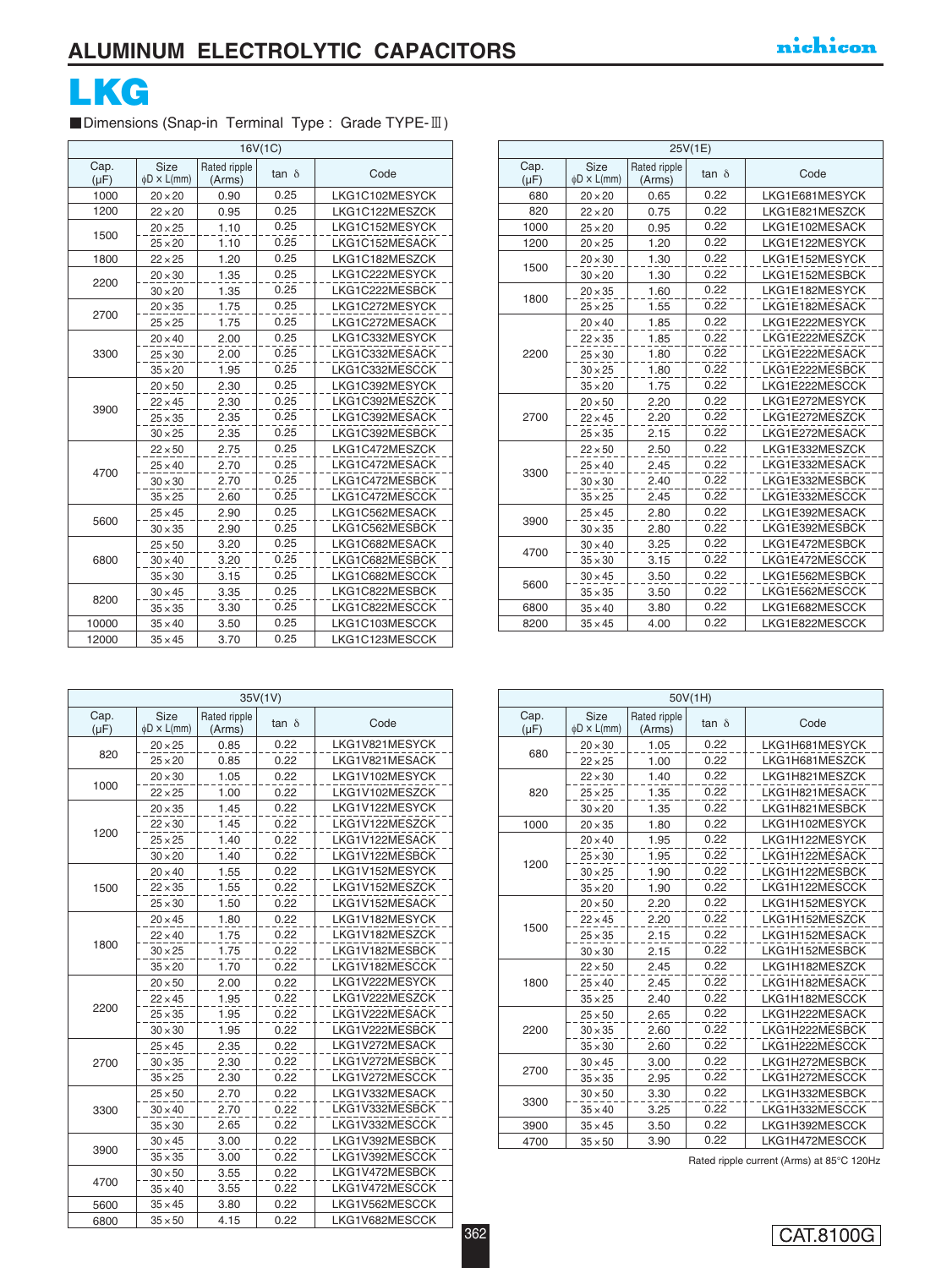# ALUMINUM ELECTROLYTIC CAPACITORS

# LKG

■Dimensions (Snap-in Terminal Type : Grade TYPE-Ⅲ)

| 16V(1C) | | | | |
|---|---|---|---|---|
| Cap. (μF) | Size φD × L(mm) | Rated ripple (Arms) | tan δ | Code |
| 1000 | 20×20 | 0.90 | 0.25 | LKG1C102MESYCK |
| 1200 | 22×20 | 0.95 | 0.25 | LKG1C122MESZCK |
| 1500 | 20×25 | 1.10 | 0.25 | LKG1C152MESYCK |
| | 25×20 | 1.10 | 0.25 | LKG1C152MESACK |
| 1800 | 22×25 | 1.20 | 0.25 | LKG1C182MESZCK |
| 2200 | 20×30 | 1.35 | 0.25 | LKG1C222MESYCK |
| | 30×20 | 1.35 | 0.25 | LKG1C222MESBCK |
| 2700 | 20×35 | 1.75 | 0.25 | LKG1C272MESYCK |
| | 25×25 | 1.75 | 0.25 | LKG1C272MESACK |
| 3300 | 20×40 | 2.00 | 0.25 | LKG1C332MESYCK |
| | 25×30 | 2.00 | 0.25 | LKG1C332MESACK |
| | 35×20 | 1.95 | 0.25 | LKG1C332MESCCK |
| 3900 | 20×50 | 2.30 | 0.25 | LKG1C392MESYCK |
| | 22×45 | 2.30 | 0.25 | LKG1C392MESZCK |
| | 25×35 | 2.35 | 0.25 | LKG1C392MESACK |
| | 30×25 | 2.35 | 0.25 | LKG1C392MESBCK |
| 4700 | 22×50 | 2.75 | 0.25 | LKG1C472MESZCK |
| | 25×40 | 2.70 | 0.25 | LKG1C472MESACK |
| | 30×30 | 2.70 | 0.25 | LKG1C472MESBCK |
| | 35×25 | 2.60 | 0.25 | LKG1C472MESCCK |
| 5600 | 25×45 | 2.90 | 0.25 | LKG1C562MESACK |
| | 30×35 | 2.90 | 0.25 | LKG1C562MESBCK |
| 6800 | 25×50 | 3.20 | 0.25 | LKG1C682MESACK |
| | 30×40 | 3.20 | 0.25 | LKG1C682MESBCK |
| | 35×30 | 3.15 | 0.25 | LKG1C682MESCCK |
| 8200 | 30×45 | 3.35 | 0.25 | LKG1C822MESBCK |
| | 35×35 | 3.30 | 0.25 | LKG1C822MESCCK |
| 10000 | 35×40 | 3.50 | 0.25 | LKG1C103MESCCK |
| 12000 | 35×45 | 3.70 | 0.25 | LKG1C123MESCCK |

| 25V(1E) | | | | |
|---|---|---|---|---|
| Cap. (μF) | Size φD × L(mm) | Rated ripple (Arms) | tan δ | Code |
| 680 | 20×20 | 0.65 | 0.22 | LKG1E681MESYCK |
| 820 | 22×20 | 0.75 | 0.22 | LKG1E821MESZCK |
| 1000 | 25×20 | 0.95 | 0.22 | LKG1E102MESACK |
| 1200 | 20×25 | 1.20 | 0.22 | LKG1E122MESYCK |
| 1500 | 20×30 | 1.30 | 0.22 | LKG1E152MESYCK |
| | 30×20 | 1.30 | 0.22 | LKG1E152MESBCK |
| 1800 | 20×35 | 1.60 | 0.22 | LKG1E182MESYCK |
| | 25×25 | 1.55 | 0.22 | LKG1E182MESACK |
| 2200 | 20×40 | 1.85 | 0.22 | LKG1E222MESYCK |
| | 22×35 | 1.85 | 0.22 | LKG1E222MESZCK |
| | 25×30 | 1.80 | 0.22 | LKG1E222MESACK |
| | 30×25 | 1.80 | 0.22 | LKG1E222MESBCK |
| | 35×20 | 1.75 | 0.22 | LKG1E222MESCCK |
| 2700 | 20×50 | 2.20 | 0.22 | LKG1E272MESYCK |
| | 22×45 | 2.20 | 0.22 | LKG1E272MESZCK |
| | 25×35 | 2.15 | 0.22 | LKG1E272MESACK |
| 3300 | 22×50 | 2.50 | 0.22 | LKG1E332MESZCK |
| | 25×40 | 2.45 | 0.22 | LKG1E332MESACK |
| | 30×30 | 2.40 | 0.22 | LKG1E332MESBCK |
| | 35×25 | 2.45 | 0.22 | LKG1E332MESCCK |
| 3900 | 25×45 | 2.80 | 0.22 | LKG1E392MESACK |
| | 30×35 | 2.80 | 0.22 | LKG1E392MESBCK |
| 4700 | 30×40 | 3.25 | 0.22 | LKG1E472MESBCK |
| | 35×30 | 3.15 | 0.22 | LKG1E472MESCCK |
| 5600 | 30×45 | 3.50 | 0.22 | LKG1E562MESBCK |
| | 35×35 | 3.50 | 0.22 | LKG1E562MESCCK |
| 6800 | 35×40 | 3.80 | 0.22 | LKG1E682MESCCK |
| 8200 | 35×45 | 4.00 | 0.22 | LKG1E822MESCCK |

| 35V(1V) | | | | |
|---|---|---|---|---|
| Cap. (μF) | Size φD × L(mm) | Rated ripple (Arms) | tan δ | Code |
| 820 | 20×25 | 0.85 | 0.22 | LKG1V821MESYCK |
| | 25×20 | 0.85 | 0.22 | LKG1V821MESACK |
| 1000 | 20×30 | 1.05 | 0.22 | LKG1V102MESYCK |
| | 22×25 | 1.00 | 0.22 | LKG1V102MESZCK |
| 1200 | 20×35 | 1.45 | 0.22 | LKG1V122MESYCK |
| | 22×30 | 1.45 | 0.22 | LKG1V122MESZCK |
| | 25×25 | 1.40 | 0.22 | LKG1V122MESACK |
| | 30×20 | 1.40 | 0.22 | LKG1V122MESBCK |
| 1500 | 20×40 | 1.55 | 0.22 | LKG1V152MESYCK |
| | 22×35 | 1.55 | 0.22 | LKG1V152MESZCK |
| | 25×30 | 1.50 | 0.22 | LKG1V152MESACK |
| 1800 | 20×45 | 1.80 | 0.22 | LKG1V182MESYCK |
| | 22×40 | 1.75 | 0.22 | LKG1V182MESZCK |
| | 30×25 | 1.75 | 0.22 | LKG1V182MESBCK |
| | 35×20 | 1.70 | 0.22 | LKG1V182MESCCK |
| 2200 | 20×50 | 2.00 | 0.22 | LKG1V222MESYCK |
| | 22×45 | 1.95 | 0.22 | LKG1V222MESZCK |
| | 25×35 | 1.95 | 0.22 | LKG1V222MESACK |
| | 30×30 | 1.95 | 0.22 | LKG1V222MESBCK |
| 2700 | 25×45 | 2.35 | 0.22 | LKG1V272MESACK |
| | 30×35 | 2.30 | 0.22 | LKG1V272MESBCK |
| | 35×25 | 2.30 | 0.22 | LKG1V272MESCCK |
| 3300 | 25×50 | 2.70 | 0.22 | LKG1V332MESACK |
| | 30×40 | 2.70 | 0.22 | LKG1V332MESBCK |
| | 35×30 | 2.65 | 0.22 | LKG1V332MESCCK |
| 3900 | 30×45 | 3.00 | 0.22 | LKG1V392MESBCK |
| | 35×35 | 3.00 | 0.22 | LKG1V392MESCCK |
| 4700 | 30×50 | 3.55 | 0.22 | LKG1V472MESBCK |
| | 35×40 | 3.55 | 0.22 | LKG1V472MESCCK |
| 5600 | 35×45 | 3.80 | 0.22 | LKG1V562MESCCK |
| 6800 | 35×50 | 4.15 | 0.22 | LKG1V682MESCCK |

| 50V(1H) | | | | |
|---|---|---|---|---|
| Cap. (μF) | Size φD × L(mm) | Rated ripple (Arms) | tan δ | Code |
| 680 | 20×30 | 1.05 | 0.22 | LKG1H681MESYCK |
| | 22×25 | 1.00 | 0.22 | LKG1H681MESZCK |
| 820 | 22×30 | 1.40 | 0.22 | LKG1H821MESZCK |
| | 25×25 | 1.35 | 0.22 | LKG1H821MESACK |
| | 30×20 | 1.35 | 0.22 | LKG1H821MESBCK |
| 1000 | 20×35 | 1.80 | 0.22 | LKG1H102MESYCK |
| 1200 | 20×40 | 1.95 | 0.22 | LKG1H122MESYCK |
| | 25×30 | 1.95 | 0.22 | LKG1H122MESACK |
| | 30×25 | 1.90 | 0.22 | LKG1H122MESBCK |
| | 35×20 | 1.90 | 0.22 | LKG1H122MESCCK |
| 1500 | 20×50 | 2.20 | 0.22 | LKG1H152MESYCK |
| | 22×45 | 2.20 | 0.22 | LKG1H152MESZCK |
| | 25×35 | 2.15 | 0.22 | LKG1H152MESACK |
| | 30×30 | 2.15 | 0.22 | LKG1H152MESBCK |
| 1800 | 22×50 | 2.45 | 0.22 | LKG1H182MESZCK |
| | 25×40 | 2.45 | 0.22 | LKG1H182MESACK |
| | 35×25 | 2.40 | 0.22 | LKG1H182MESCCK |
| 2200 | 25×50 | 2.65 | 0.22 | LKG1H222MESACK |
| | 30×35 | 2.60 | 0.22 | LKG1H222MESBCK |
| | 35×30 | 2.60 | 0.22 | LKG1H222MESCCK |
| 2700 | 30×45 | 3.00 | 0.22 | LKG1H272MESBCK |
| | 35×35 | 2.95 | 0.22 | LKG1H272MESCCK |
| 3300 | 30×50 | 3.30 | 0.22 | LKG1H332MESBCK |
| | 35×40 | 3.25 | 0.22 | LKG1H332MESCCK |
| 3900 | 35×45 | 3.50 | 0.22 | LKG1H392MESCCK |
| 4700 | 35×50 | 3.90 | 0.22 | LKG1H472MESCCK |

Rated ripple current (Arms) at 85°C 120Hz

CAT.8100G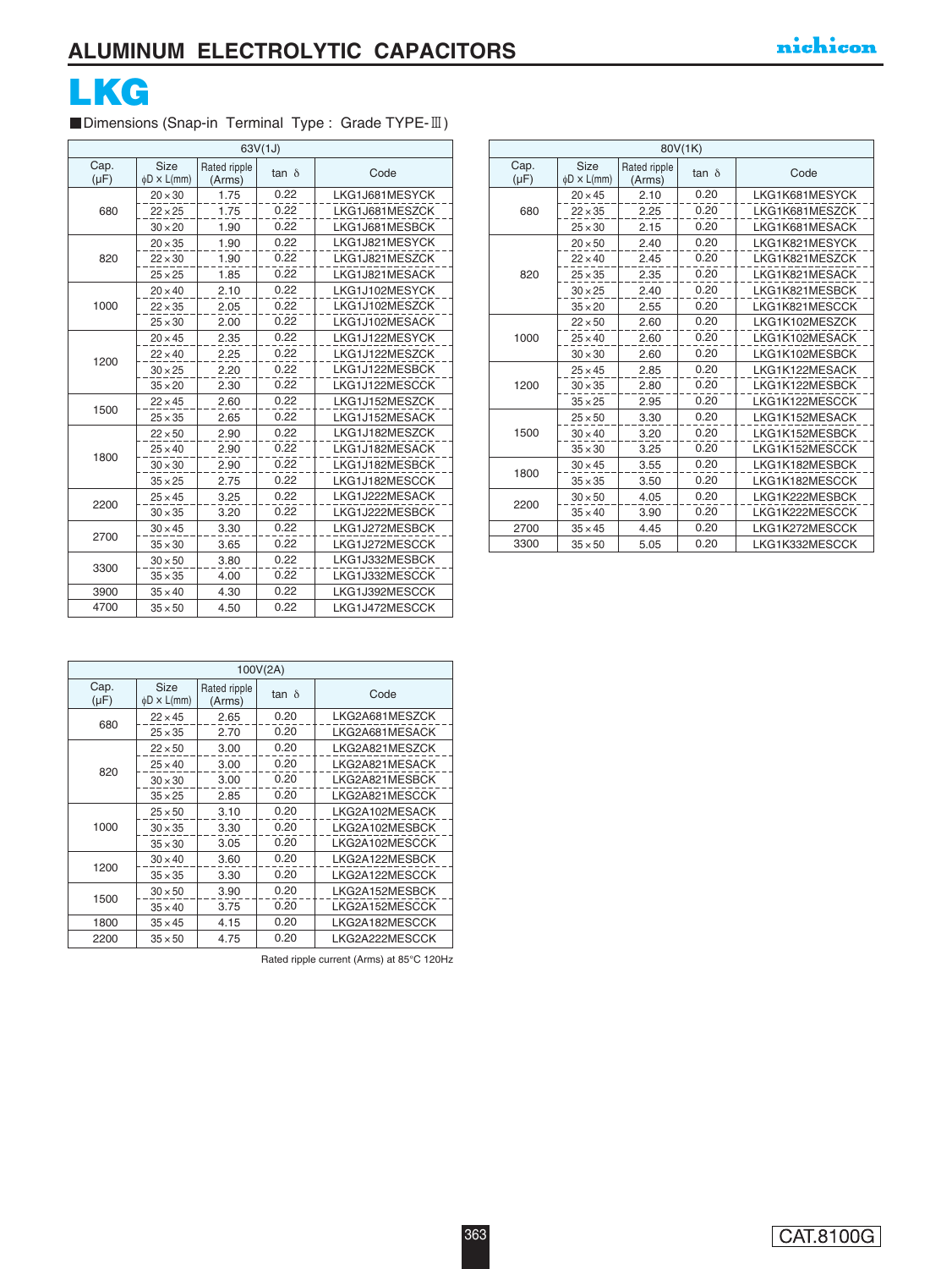# ALUMINUM ELECTROLYTIC CAPACITORS

## LKG

■Dimensions (Snap-in Terminal Type : Grade TYPE-Ⅲ)

| 63V(1J) | | | | |
|---|---|---|---|---|
| Cap. (μF) | Size φD x L(mm) | Rated ripple (Arms) | tan δ | Code |
| 680 | 20×30 | 1.75 | 0.22 | LKG1J681MESYCK |
| | 22×25 | 1.75 | 0.22 | LKG1J681MESZCK |
| | 30×20 | 1.90 | 0.22 | LKG1J681MESBCK |
| 820 | 20×35 | 1.90 | 0.22 | LKG1J821MESYCK |
| | 22×30 | 1.90 | 0.22 | LKG1J821MESZCK |
| | 25×25 | 1.85 | 0.22 | LKG1J821MESACK |
| 1000 | 20×40 | 2.10 | 0.22 | LKG1J102MESYCK |
| | 22×35 | 2.05 | 0.22 | LKG1J102MESZCK |
| | 25×30 | 2.00 | 0.22 | LKG1J102MESACK |
| 1200 | 20×45 | 2.35 | 0.22 | LKG1J122MESYCK |
| | 22×40 | 2.25 | 0.22 | LKG1J122MESZCK |
| | 30×25 | 2.20 | 0.22 | LKG1J122MESBCK |
| | 35×20 | 2.30 | 0.22 | LKG1J122MESCCK |
| 1500 | 22×45 | 2.60 | 0.22 | LKG1J152MESZCK |
| | 25×35 | 2.65 | 0.22 | LKG1J152MESACK |
| 1800 | 22×50 | 2.90 | 0.22 | LKG1J182MESZCK |
| | 25×40 | 2.90 | 0.22 | LKG1J182MESACK |
| | 30×30 | 2.90 | 0.22 | LKG1J182MESBCK |
| | 35×25 | 2.75 | 0.22 | LKG1J182MESCCK |
| 2200 | 25×45 | 3.25 | 0.22 | LKG1J222MESACK |
| | 30×35 | 3.20 | 0.22 | LKG1J222MESBCK |
| 2700 | 30×45 | 3.30 | 0.22 | LKG1J272MESBCK |
| | 35×30 | 3.65 | 0.22 | LKG1J272MESCCK |
| 3300 | 30×50 | 3.80 | 0.22 | LKG1J332MESBCK |
| | 35×35 | 4.00 | 0.22 | LKG1J332MESCCK |
| 3900 | 35×40 | 4.30 | 0.22 | LKG1J392MESCCK |
| 4700 | 35×50 | 4.50 | 0.22 | LKG1J472MESCCK |

| 80V(1K) | | | | |
|---|---|---|---|---|
| Cap. (μF) | Size φD x L(mm) | Rated ripple (Arms) | tan δ | Code |
| 680 | 20×45 | 2.10 | 0.20 | LKG1K681MESYCK |
| | 22×35 | 2.25 | 0.20 | LKG1K681MESZCK |
| | 25×30 | 2.15 | 0.20 | LKG1K681MESACK |
| 820 | 20×50 | 2.40 | 0.20 | LKG1K821MESYCK |
| | 22×40 | 2.45 | 0.20 | LKG1K821MESZCK |
| | 25×35 | 2.35 | 0.20 | LKG1K821MESACK |
| | 30×25 | 2.40 | 0.20 | LKG1K821MESBCK |
| | 35×20 | 2.55 | 0.20 | LKG1K821MESCCK |
| 1000 | 22×50 | 2.60 | 0.20 | LKG1K102MESZCK |
| | 25×40 | 2.60 | 0.20 | LKG1K102MESACK |
| | 30×30 | 2.60 | 0.20 | LKG1K102MESBCK |
| 1200 | 25×45 | 2.85 | 0.20 | LKG1K122MESACK |
| | 30×35 | 2.80 | 0.20 | LKG1K122MESBCK |
| | 35×25 | 2.95 | 0.20 | LKG1K122MESCCK |
| 1500 | 25×50 | 3.30 | 0.20 | LKG1K152MESACK |
| | 30×40 | 3.20 | 0.20 | LKG1K152MESBCK |
| | 35×30 | 3.25 | 0.20 | LKG1K152MESCCK |
| 1800 | 30×45 | 3.55 | 0.20 | LKG1K182MESBCK |
| | 35×35 | 3.50 | 0.20 | LKG1K182MESCCK |
| 2200 | 30×50 | 4.05 | 0.20 | LKG1K222MESBCK |
| | 35×40 | 3.90 | 0.20 | LKG1K222MESCCK |
| 2700 | 35×45 | 4.45 | 0.20 | LKG1K272MESCCK |
| 3300 | 35×50 | 5.05 | 0.20 | LKG1K332MESCCK |

| 100V(2A) | | | | |
|---|---|---|---|---|
| Cap. (μF) | Size φD x L(mm) | Rated ripple (Arms) | tan δ | Code |
| 680 | 22×45 | 2.65 | 0.20 | LKG2A681MESZCK |
| | 25×35 | 2.70 | 0.20 | LKG2A681MESACK |
| 820 | 22×50 | 3.00 | 0.20 | LKG2A821MESZCK |
| | 25×40 | 3.00 | 0.20 | LKG2A821MESACK |
| | 30×30 | 3.00 | 0.20 | LKG2A821MESBCK |
| | 35×25 | 2.85 | 0.20 | LKG2A821MESCCK |
| 1000 | 25×50 | 3.10 | 0.20 | LKG2A102MESACK |
| | 30×35 | 3.30 | 0.20 | LKG2A102MESBCK |
| | 35×30 | 3.05 | 0.20 | LKG2A102MESCCK |
| 1200 | 30×40 | 3.60 | 0.20 | LKG2A122MESBCK |
| | 35×35 | 3.30 | 0.20 | LKG2A122MESCCK |
| 1500 | 30×50 | 3.90 | 0.20 | LKG2A152MESBCK |
| | 35×40 | 3.75 | 0.20 | LKG2A152MESCCK |
| 1800 | 35×45 | 4.15 | 0.20 | LKG2A182MESCCK |
| 2200 | 35×50 | 4.75 | 0.20 | LKG2A222MESCCK |

Rated ripple current (Arms) at 85°C 120Hz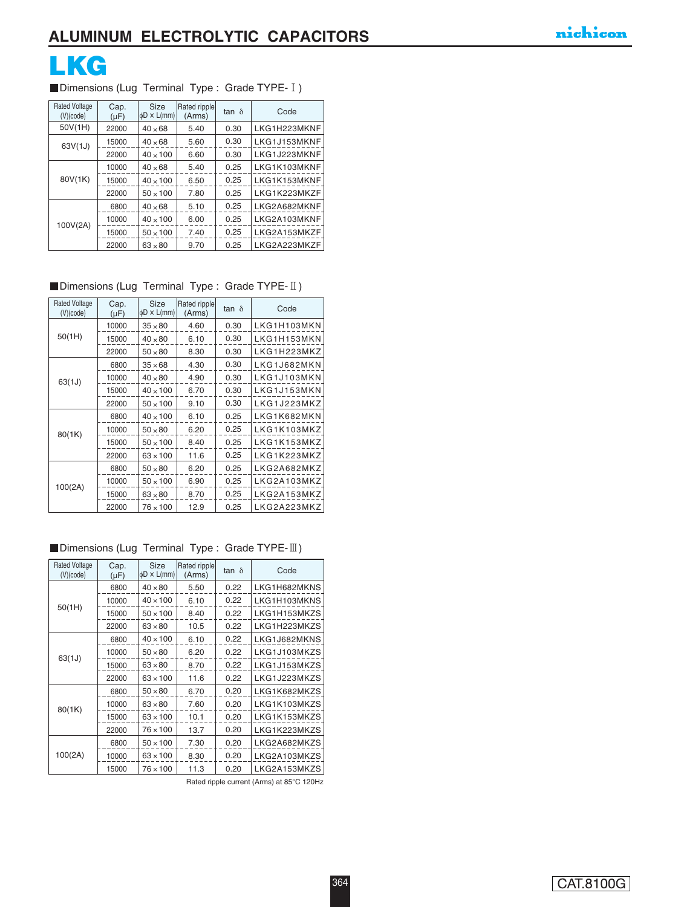# ALUMINUM ELECTROLYTIC CAPACITORS

nichicon

# LKG

■Dimensions (Lug Terminal Type : Grade TYPE-Ⅰ)

| Rated Voltage (V)(code) | Cap. (μF) | Size φD × L(mm) | Rated ripple (Arms) | tan δ | Code |
|---|---|---|---|---|---|
| 50V(1H) | 22000 | 40×68 | 5.40 | 0.30 | LKG1H223MKNF |
| 63V(1J) | 15000 | 40×68 | 5.60 | 0.30 | LKG1J153MKNF |
| | 22000 | 40×100 | 6.60 | 0.30 | LKG1J223MKNF |
| 80V(1K) | 10000 | 40×68 | 5.40 | 0.25 | LKG1K103MKNF |
| | 15000 | 40×100 | 6.50 | 0.25 | LKG1K153MKNF |
| | 22000 | 50×100 | 7.80 | 0.25 | LKG1K223MKZF |
| 100V(2A) | 6800 | 40×68 | 5.10 | 0.25 | LKG2A682MKNF |
| | 10000 | 40×100 | 6.00 | 0.25 | LKG2A103MKNF |
| | 15000 | 50×100 | 7.40 | 0.25 | LKG2A153MKZF |
| | 22000 | 63×80 | 9.70 | 0.25 | LKG2A223MKZF |

■Dimensions (Lug Terminal Type : Grade TYPE-Ⅱ)

| Rated Voltage (V)(code) | Cap. (μF) | Size φD × L(mm) | Rated ripple (Arms) | tan δ | Code |
|---|---|---|---|---|---|
| 50(1H) | 10000 | 35×80 | 4.60 | 0.30 | LKG1H103MKN |
| | 15000 | 40×80 | 6.10 | 0.30 | LKG1H153MKN |
| | 22000 | 50×80 | 8.30 | 0.30 | LKG1H223MKZ |
| 63(1J) | 6800 | 35×68 | 4.30 | 0.30 | LKG1J682MKN |
| | 10000 | 40×80 | 4.90 | 0.30 | LKG1J103MKN |
| | 15000 | 40×100 | 6.70 | 0.30 | LKG1J153MKN |
| | 22000 | 50×100 | 9.10 | 0.30 | LKG1J223MKZ |
| 80(1K) | 6800 | 40×100 | 6.10 | 0.25 | LKG1K682MKN |
| | 10000 | 50×80 | 6.20 | 0.25 | LKG1K103MKZ |
| | 15000 | 50×100 | 8.40 | 0.25 | LKG1K153MKZ |
| | 22000 | 63×100 | 11.6 | 0.25 | LKG1K223MKZ |
| 100(2A) | 6800 | 50×80 | 6.20 | 0.25 | LKG2A682MKZ |
| | 10000 | 50×100 | 6.90 | 0.25 | LKG2A103MKZ |
| | 15000 | 63×80 | 8.70 | 0.25 | LKG2A153MKZ |
| | 22000 | 76×100 | 12.9 | 0.25 | LKG2A223MKZ |

■Dimensions (Lug Terminal Type : Grade TYPE-Ⅲ)

| Rated Voltage (V)(code) | Cap. (μF) | Size φD × L(mm) | Rated ripple (Arms) | tan δ | Code |
|---|---|---|---|---|---|
| 50(1H) | 6800 | 40×80 | 5.50 | 0.22 | LKG1H682MKNS |
| | 10000 | 40×100 | 6.10 | 0.22 | LKG1H103MKNS |
| | 15000 | 50×100 | 8.40 | 0.22 | LKG1H153MKZS |
| | 22000 | 63×80 | 10.5 | 0.22 | LKG1H223MKZS |
| 63(1J) | 6800 | 40×100 | 6.10 | 0.22 | LKG1J682MKNS |
| | 10000 | 50×80 | 6.20 | 0.22 | LKG1J103MKZS |
| | 15000 | 63×80 | 8.70 | 0.22 | LKG1J153MKZS |
| | 22000 | 63×100 | 11.6 | 0.22 | LKG1J223MKZS |
| 80(1K) | 6800 | 50×80 | 6.70 | 0.20 | LKG1K682MKZS |
| | 10000 | 63×80 | 7.60 | 0.20 | LKG1K103MKZS |
| | 15000 | 63×100 | 10.1 | 0.20 | LKG1K153MKZS |
| | 22000 | 76×100 | 13.7 | 0.20 | LKG1K223MKZS |
| 100(2A) | 6800 | 50×100 | 7.30 | 0.20 | LKG2A682MKZS |
| | 10000 | 63×100 | 8.30 | 0.20 | LKG2A103MKZS |
| | 15000 | 76×100 | 11.3 | 0.20 | LKG2A153MKZS |

Rated ripple current (Arms) at 85°C 120Hz

CAT.8100G